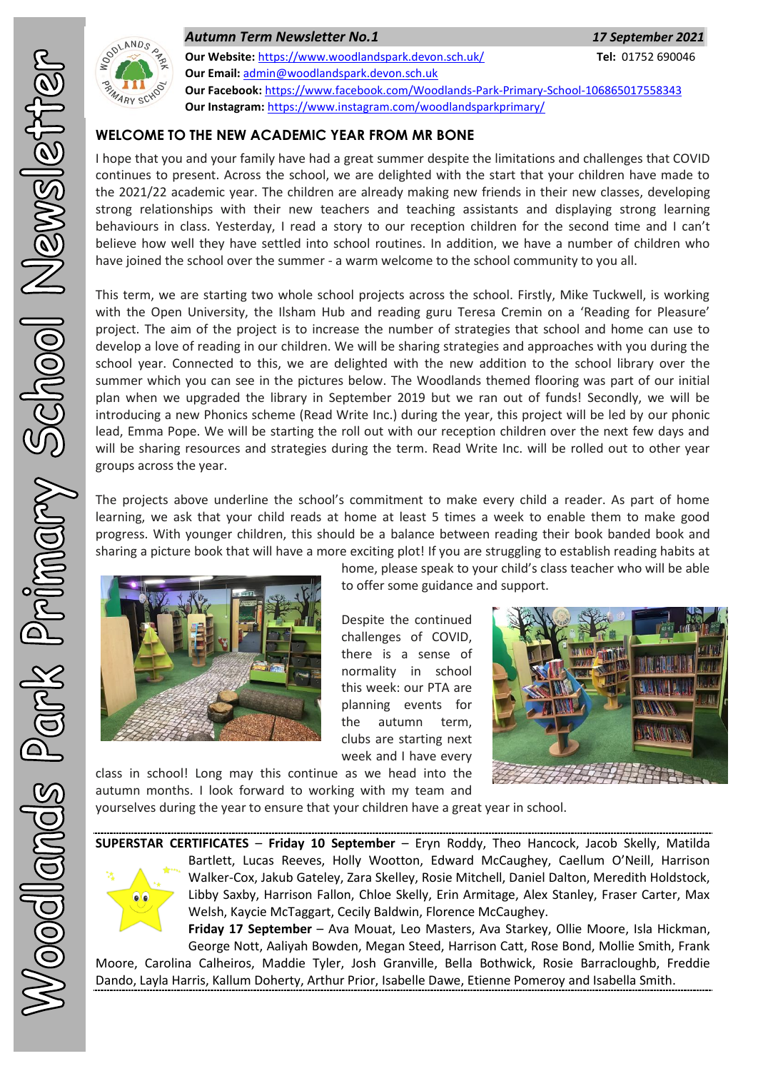*Autum Term Newsletter No.1* — *17 September 2021*

**Our Website:** https://www.woodlandspark.devon.sch.uk/ **Tel:** 01752 690046
**Our Email:** admin@woodlandspark.devon.sch.uk
**Our Facebook:** https://www.facebook.com/Woodlands-Park-Primary-School-106865017558343
**Our Instagram:** https://www.instagram.com/woodlandsparkprimary/

## WELCOME TO THE NEW ACADEMIC YEAR FROM MR BONE

I hope that you and your family have had a great summer despite the limitations and challenges that COVID continues to present. Across the school, we are delighted with the start that your children have made to the 2021/22 academic year. The children are already making new friends in their new classes, developing strong relationships with their new teachers and teaching assistants and displaying strong learning behaviours in class. Yesterday, I read a story to our reception children for the second time and I can't believe how well they have settled into school routines. In addition, we have a number of children who have joined the school over the summer - a warm welcome to the school community to you all.

This term, we are starting two whole school projects across the school. Firstly, Mike Tuckwell, is working with the Open University, the Ilsham Hub and reading guru Teresa Cremin on a 'Reading for Pleasure' project. The aim of the project is to increase the number of strategies that school and home can use to develop a love of reading in our children. We will be sharing strategies and approaches with you during the school year. Connected to this, we are delighted with the new addition to the school library over the summer which you can see in the pictures below. The Woodlands themed flooring was part of our initial plan when we upgraded the library in September 2019 but we ran out of funds! Secondly, we will be introducing a new Phonics scheme (Read Write Inc.) during the year, this project will be led by our phonic lead, Emma Pope. We will be starting the roll out with our reception children over the next few days and will be sharing resources and strategies during the term. Read Write Inc. will be rolled out to other year groups across the year.

The projects above underline the school's commitment to make every child a reader. As part of home learning, we ask that your child reads at home at least 5 times a week to enable them to make good progress. With younger children, this should be a balance between reading their book banded book and sharing a picture book that will have a more exciting plot! If you are struggling to establish reading habits at home, please speak to your child's class teacher who will be able to offer some guidance and support.

Despite the continued challenges of COVID, there is a sense of normality in school this week: our PTA are planning events for the autumn term, clubs are starting next week and I have every class in school! Long may this continue as we head into the autumn months. I look forward to working with my team and yourselves during the year to ensure that your children have a great year in school.

---

**SUPERSTAR CERTIFICATES** – **Friday 10 September** – Eryn Roddy, Theo Hancock, Jacob Skelly, Matilda Bartlett, Lucas Reeves, Holly Wootton, Edward McCaughey, Caellum O'Neill, Harrison Walker-Cox, Jakub Gateley, Zara Skelley, Rosie Mitchell, Daniel Dalton, Meredith Holdstock, Libby Saxby, Harrison Fallon, Chloe Skelly, Erin Armitage, Alex Stanley, Fraser Carter, Max Welsh, Kaycie McTaggart, Cecily Baldwin, Florence McCaughey.

**Friday 17 September** – Ava Mouat, Leo Masters, Ava Starkey, Ollie Moore, Isla Hickman, George Nott, Aaliyah Bowden, Megan Steed, Harrison Catt, Rose Bond, Mollie Smith, Frank Moore, Carolina Calheiros, Maddie Tyler, Josh Granville, Bella Bothwick, Rosie Barracloughb, Freddie Dando, Layla Harris, Kallum Doherty, Arthur Prior, Isabelle Dawe, Etienne Pomeroy and Isabella Smith.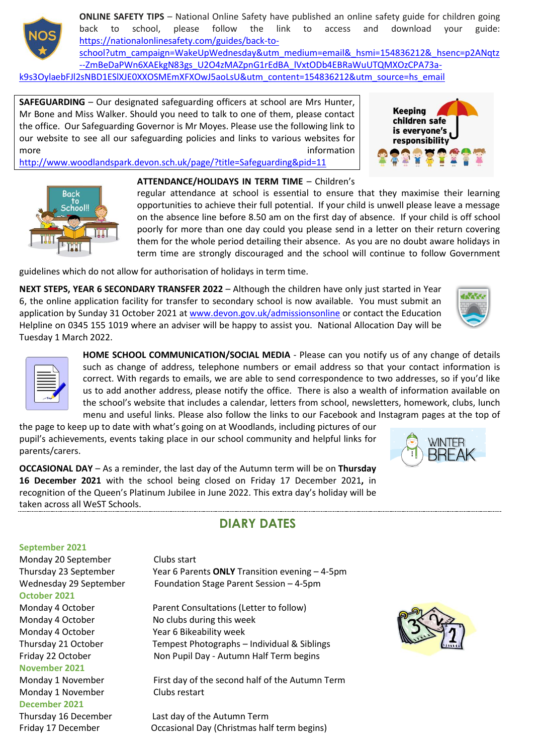**ONLINE SAFETY TIPS** – National Online Safety have published an online safety guide for children going back to school, please follow the link to access and download your guide: https://nationalonlinesafety.com/guides/back-to-school?utm_campaign=WakeUpWednesday&utm_medium=email&_hsmi=154836212&_hsenc=p2ANqtz--ZmBeDaPWn6XAEkgN83gs_U2O4zMAZpnG1rEdBA_lVxtODb4EBRaWuUTQMXOzCPA73a-k9s3OylaebFJl2sNBD1ESlXJE0XXOSMEmXFXOwJ5aoLsU&utm_content=154836212&utm_source=hs_email

**SAFEGUARDING** – Our designated safeguarding officers at school are Mrs Hunter, Mr Bone and Miss Walker. Should you need to talk to one of them, please contact the office. Our Safeguarding Governor is Mr Moyes. Please use the following link to our website to see all our safeguarding policies and links to various websites for more information http://www.woodlandspark.devon.sch.uk/page/?title=Safeguarding&pid=11

**ATTENDANCE/HOLIDAYS IN TERM TIME** – Children's regular attendance at school is essential to ensure that they maximise their learning opportunities to achieve their full potential. If your child is unwell please leave a message on the absence line before 8.50 am on the first day of absence. If your child is off school poorly for more than one day could you please send in a letter on their return covering them for the whole period detailing their absence. As you are no doubt aware holidays in term time are strongly discouraged and the school will continue to follow Government guidelines which do not allow for authorisation of holidays in term time.

**NEXT STEPS, YEAR 6 SECONDARY TRANSFER 2022** – Although the children have only just started in Year 6, the online application facility for transfer to secondary school is now available. You must submit an application by Sunday 31 October 2021 at www.devon.gov.uk/admissionsonline or contact the Education Helpline on 0345 155 1019 where an adviser will be happy to assist you. National Allocation Day will be Tuesday 1 March 2022.

**HOME SCHOOL COMMUNICATION/SOCIAL MEDIA** - Please can you notify us of any change of details such as change of address, telephone numbers or email address so that your contact information is correct. With regards to emails, we are able to send correspondence to two addresses, so if you'd like us to add another address, please notify the office. There is also a wealth of information available on the school's website that includes a calendar, letters from school, newsletters, homework, clubs, lunch menu and useful links. Please also follow the links to our Facebook and Instagram pages at the top of the page to keep up to date with what's going on at Woodlands, including pictures of our pupil's achievements, events taking place in our school community and helpful links for parents/carers.

**OCCASIONAL DAY** – As a reminder, the last day of the Autumn term will be on **Thursday 16 December 2021** with the school being closed on Friday 17 December 2021**,** in recognition of the Queen's Platinum Jubilee in June 2022. This extra day's holiday will be taken across all WeST Schools.

## DIARY DATES

**September 2021**

| | |
|---|---|
| Monday 20 September | Clubs start |
| Thursday 23 September | Year 6 Parents **ONLY** Transition evening – 4-5pm |
| Wednesday 29 September | Foundation Stage Parent Session – 4-5pm |

**October 2021**

| | |
|---|---|
| Monday 4 October | Parent Consultations (Letter to follow) |
| Monday 4 October | No clubs during this week |
| Monday 4 October | Year 6 Bikeability week |
| Thursday 21 October | Tempest Photographs – Individual & Siblings |
| Friday 22 October | Non Pupil Day - Autumn Half Term begins |

**November 2021**

| | |
|---|---|
| Monday 1 November | First day of the second half of the Autumn Term |
| Monday 1 November | Clubs restart |

**December 2021**

| | |
|---|---|
| Thursday 16 December | Last day of the Autumn Term |
| Friday 17 December | Occasional Day (Christmas half term begins) |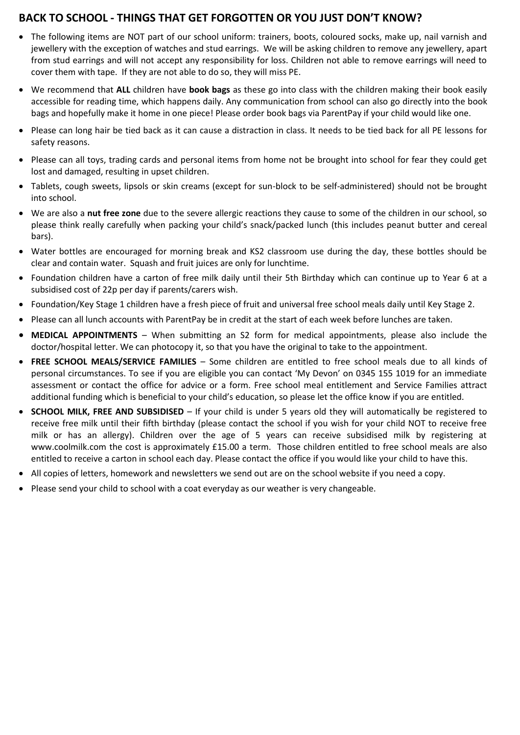## BACK TO SCHOOL - THINGS THAT GET FORGOTTEN OR YOU JUST DON'T KNOW?

- The following items are NOT part of our school uniform: trainers, boots, coloured socks, make up, nail varnish and jewellery with the exception of watches and stud earrings. We will be asking children to remove any jewellery, apart from stud earrings and will not accept any responsibility for loss. Children not able to remove earrings will need to cover them with tape. If they are not able to do so, they will miss PE.
- We recommend that **ALL** children have **book bags** as these go into class with the children making their book easily accessible for reading time, which happens daily. Any communication from school can also go directly into the book bags and hopefully make it home in one piece! Please order book bags via ParentPay if your child would like one.
- Please can long hair be tied back as it can cause a distraction in class. It needs to be tied back for all PE lessons for safety reasons.
- Please can all toys, trading cards and personal items from home not be brought into school for fear they could get lost and damaged, resulting in upset children.
- Tablets, cough sweets, lipsols or skin creams (except for sun-block to be self-administered) should not be brought into school.
- We are also a **nut free zone** due to the severe allergic reactions they cause to some of the children in our school, so please think really carefully when packing your child's snack/packed lunch (this includes peanut butter and cereal bars).
- Water bottles are encouraged for morning break and KS2 classroom use during the day, these bottles should be clear and contain water. Squash and fruit juices are only for lunchtime.
- Foundation children have a carton of free milk daily until their 5th Birthday which can continue up to Year 6 at a subsidised cost of 22p per day if parents/carers wish.
- Foundation/Key Stage 1 children have a fresh piece of fruit and universal free school meals daily until Key Stage 2.
- Please can all lunch accounts with ParentPay be in credit at the start of each week before lunches are taken.
- **MEDICAL APPOINTMENTS** – When submitting an S2 form for medical appointments, please also include the doctor/hospital letter. We can photocopy it, so that you have the original to take to the appointment.
- **FREE SCHOOL MEALS/SERVICE FAMILIES** – Some children are entitled to free school meals due to all kinds of personal circumstances. To see if you are eligible you can contact 'My Devon' on 0345 155 1019 for an immediate assessment or contact the office for advice or a form. Free school meal entitlement and Service Families attract additional funding which is beneficial to your child's education, so please let the office know if you are entitled.
- **SCHOOL MILK, FREE AND SUBSIDISED** – If your child is under 5 years old they will automatically be registered to receive free milk until their fifth birthday (please contact the school if you wish for your child NOT to receive free milk or has an allergy). Children over the age of 5 years can receive subsidised milk by registering at www.coolmilk.com the cost is approximately £15.00 a term. Those children entitled to free school meals are also entitled to receive a carton in school each day. Please contact the office if you would like your child to have this.
- All copies of letters, homework and newsletters we send out are on the school website if you need a copy.
- Please send your child to school with a coat everyday as our weather is very changeable.